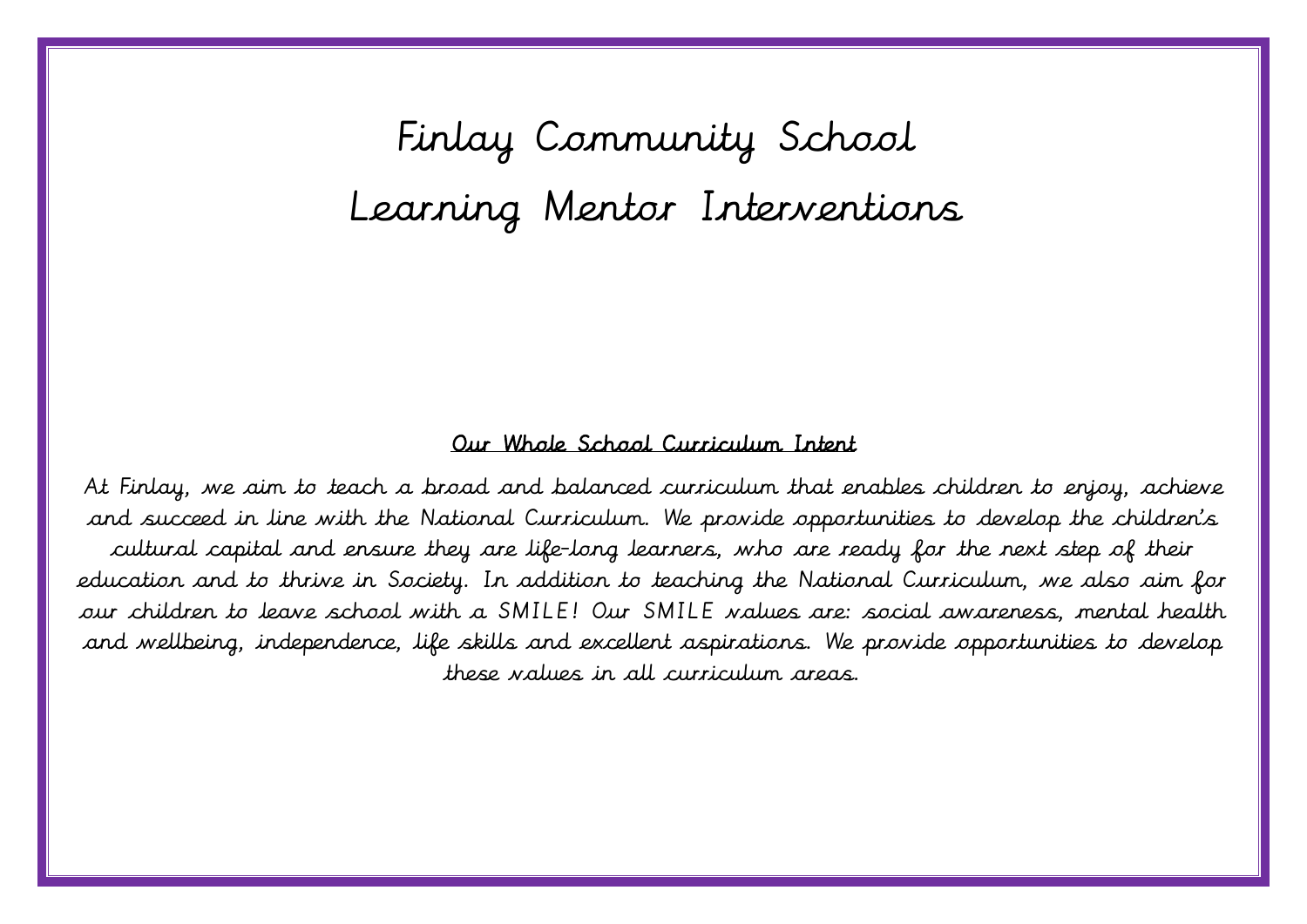# Finlay Community School

# Learning Mentor Interventions

**Our Whole School Curriculum Intent**

At Finlay, we aim to teach a broad and balanced curriculum that enables children to enjoy, achieve and succeed in line with the National Curriculum. We provide opportunities to develop the children's cultural capital and ensure they are life-long learners, who are ready for the next step of their education and to thrive in Society. In addition to teaching the National Curriculum, we also aim for our children to leave school with a SMILE! Our SMILE values are: social awareness, mental health and wellbeing, independence, life skills and excellent aspirations. We provide opportunities to develop these values in all curriculum areas.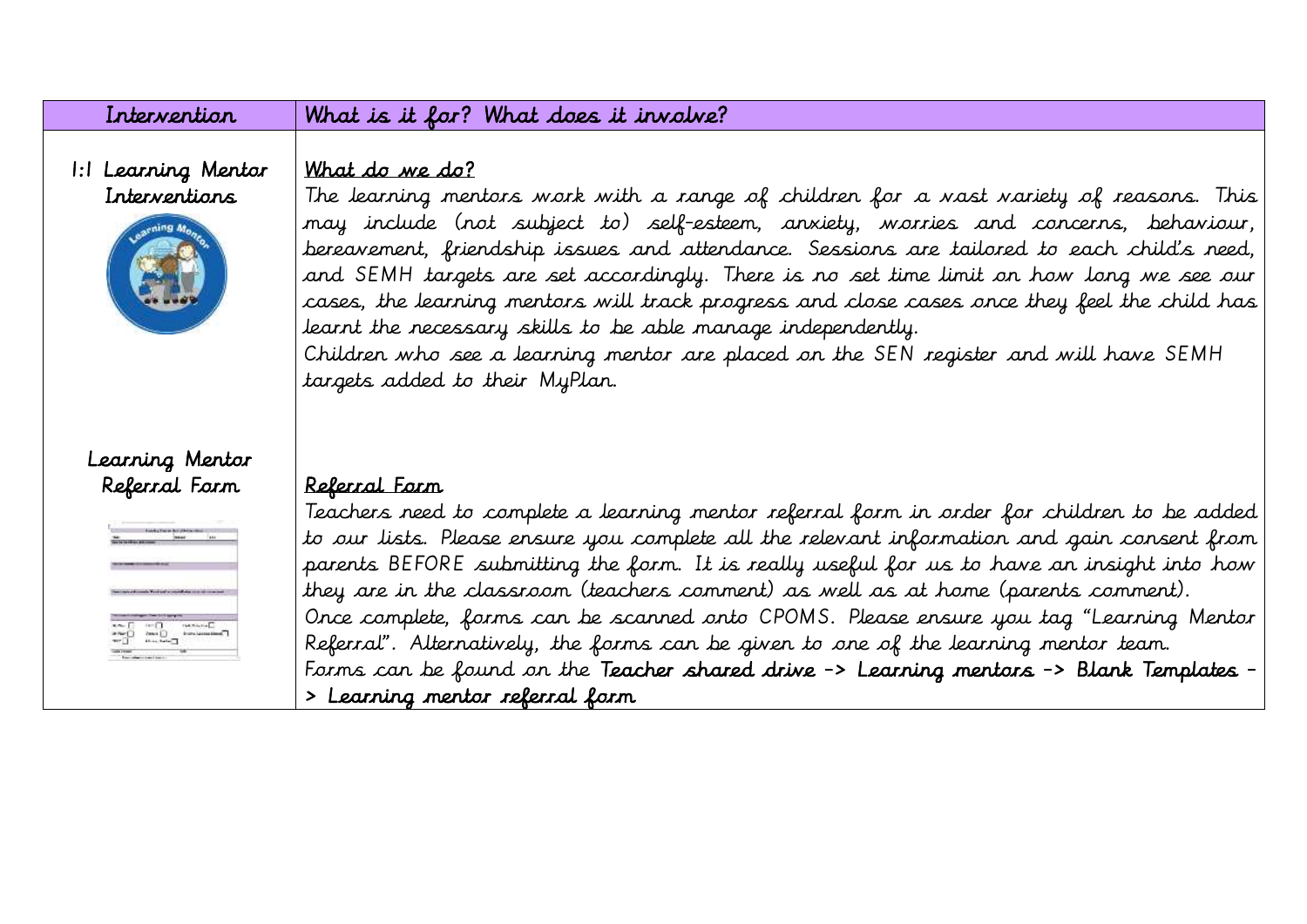| Intervention | What is it for? What does it involve? |
| --- | --- |
| 1:1 Learning Mentor Interventions | <u>What do we do?</u><br>The learning mentors work with a range of children for a vast variety of reasons. This may include (not subject to) self-esteem, anxiety, worries and concerns, behaviour, bereavement, friendship issues and attendance. Sessions are tailored to each child's need, and SEMH targets are set accordingly. There is no set time limit on how long we see our cases, the learning mentors will track progress and close cases once they feel the child has learnt the necessary skills to be able manage independently.<br>Children who see a learning mentor are placed on the SEN register and will have SEMH targets added to their MyPlan. |
| Learning Mentor Referral Form | <u>Referral Form</u><br>Teachers need to complete a learning mentor referral form in order for children to be added to our lists. Please ensure you complete all the relevant information and gain consent from parents BEFORE submitting the form. It is really useful for us to have an insight into how they are in the classroom (teachers comment) as well as at home (parents comment).<br>Once complete, forms can be scanned onto CPOMS. Please ensure you tag "Learning Mentor Referral". Alternatively, the forms can be given to one of the learning mentor team.<br>Forms can be found on the **Teacher shared drive -> Learning mentors -> Blank Templates -> Learning mentor referral form** |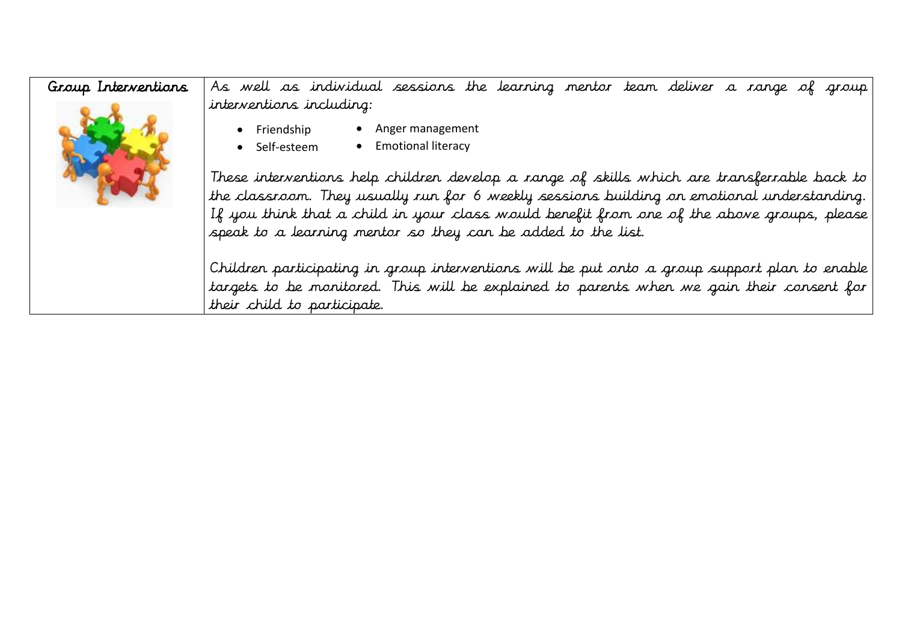| Group Interventions | As well as individual sessions the learning mentor team deliver a range of group interventions including:<br><br>• Friendship • Anger management<br>• Self-esteem • Emotional literacy<br><br>These interventions help children develop a range of skills which are transferrable back to the classroom. They usually run for 6 weekly sessions building on emotional understanding. If you think that a child in your class would benefit from one of the above groups, please speak to a learning mentor so they can be added to the list.<br><br>Children participating in group interventions will be put onto a group support plan to enable targets to be monitored. This will be explained to parents when we gain their consent for their child to participate. |
|---|---|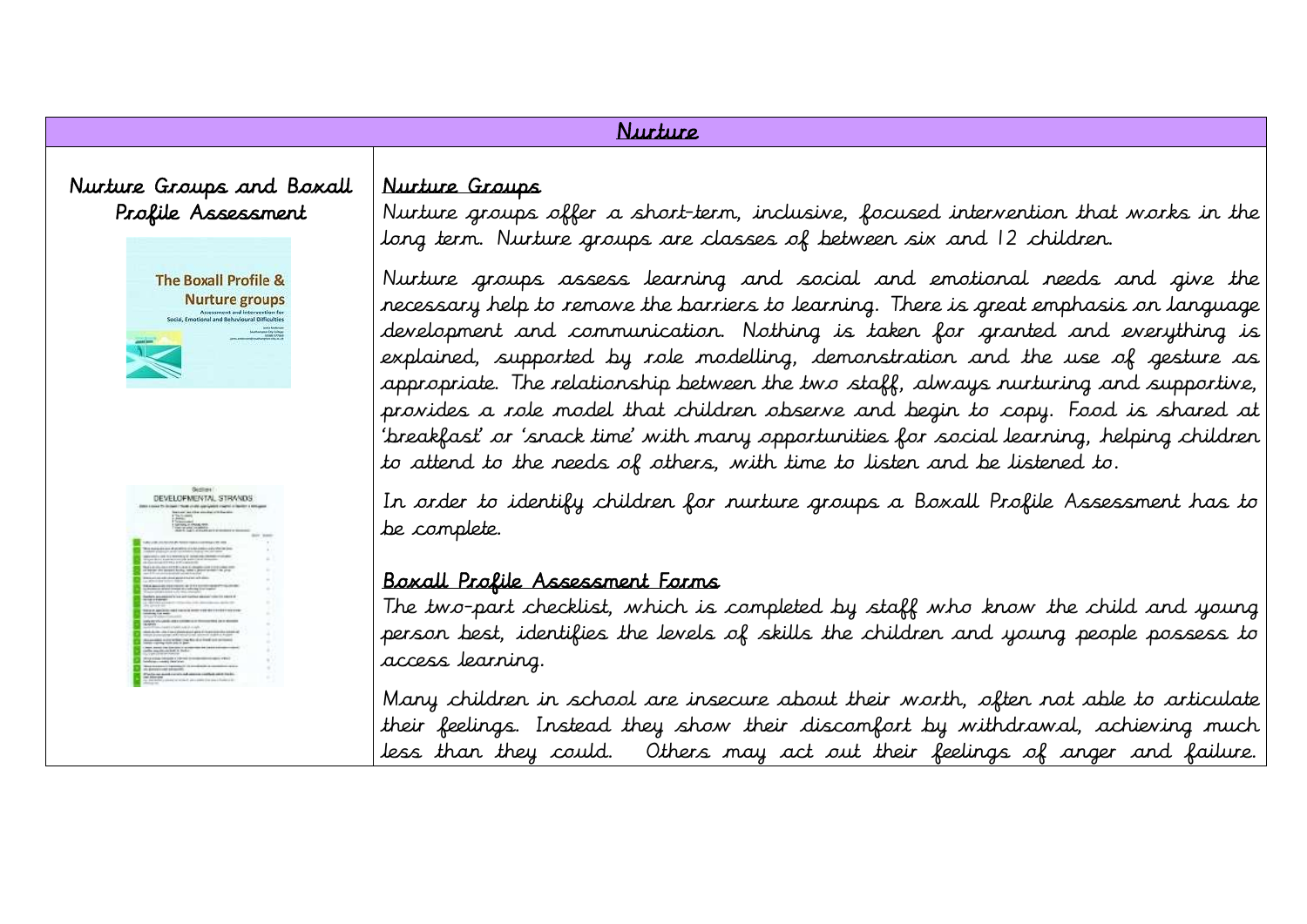# Nurture

## Nurture Groups and Boxall Profile Assessment

### Nurture Groups

Nurture groups offer a short-term, inclusive, focused intervention that works in the long term. Nurture groups are classes of between six and 12 children.

Nurture groups assess learning and social and emotional needs and give the necessary help to remove the barriers to learning. There is great emphasis on language development and communication. Nothing is taken for granted and everything is explained, supported by role modelling, demonstration and the use of gesture as appropriate. The relationship between the two staff, always nurturing and supportive, provides a role model that children observe and begin to copy. Food is shared at 'breakfast' or 'snack time' with many opportunities for social learning, helping children to attend to the needs of others, with time to listen and be listened to.

In order to identify children for nurture groups a Boxall Profile Assessment has to be complete.

### Boxall Profile Assessment Forms

The two-part checklist, which is completed by staff who know the child and young person best, identifies the levels of skills the children and young people possess to access learning.

Many children in school are insecure about their worth, often not able to articulate their feelings. Instead they show their discomfort by withdrawal, achieving much less than they could. Others may act out their feelings of anger and failure.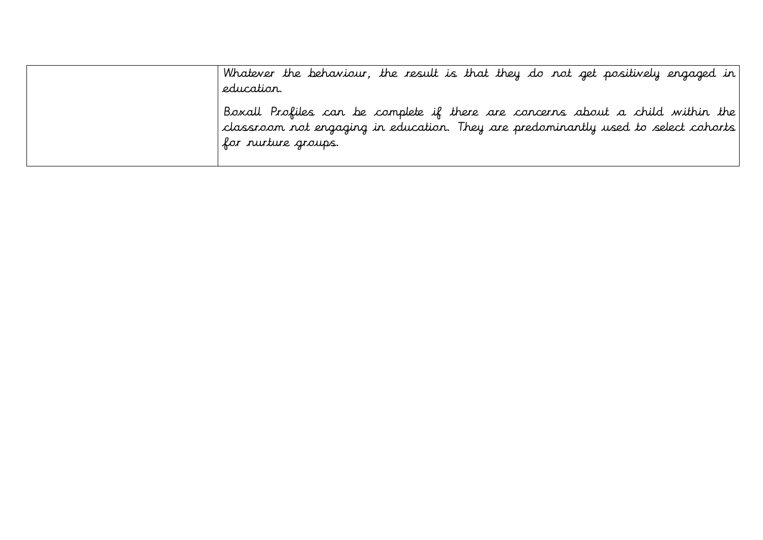| | |
|---|---|
| | Whatever the behaviour, the result is that they do not get positively engaged in education.<br><br>Boxall Profiles can be complete if there are concerns about a child within the classroom not engaging in education. They are predominantly used to select cohorts for nurture groups. |